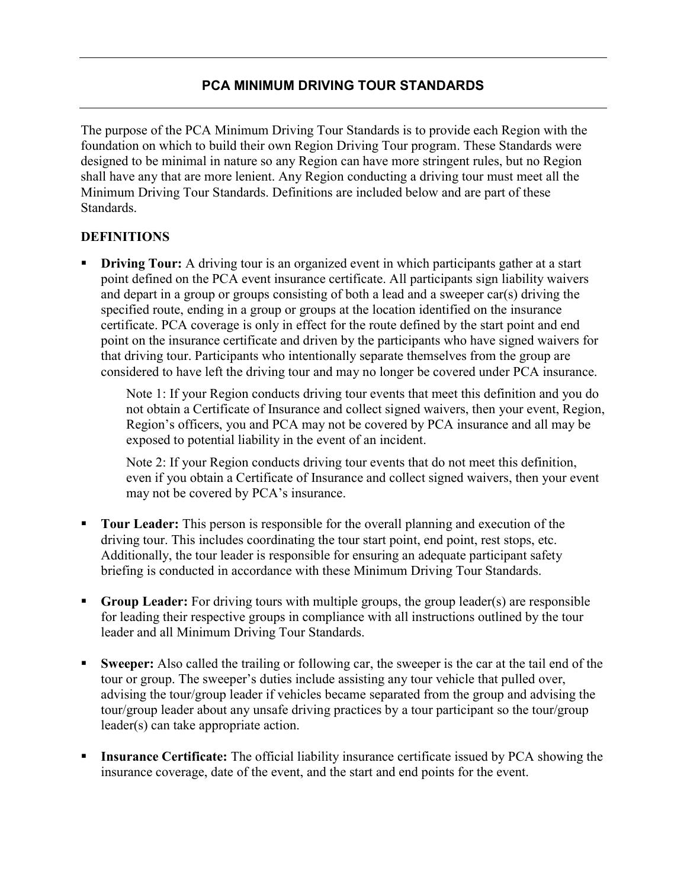# PCA MINIMUM DRIVING TOUR STANDARDS

The purpose of the PCA Minimum Driving Tour Standards is to provide each Region with the foundation on which to build their own Region Driving Tour program. These Standards were designed to be minimal in nature so any Region can have more stringent rules, but no Region shall have any that are more lenient. Any Region conducting a driving tour must meet all the Minimum Driving Tour Standards. Definitions are included below and are part of these Standards.

## DEFINITIONS

- **Driving Tour:** A driving tour is an organized event in which participants gather at a start point defined on the PCA event insurance certificate. All participants sign liability waivers and depart in a group or groups consisting of both a lead and a sweeper car(s) driving the specified route, ending in a group or groups at the location identified on the insurance certificate. PCA coverage is only in effect for the route defined by the start point and end point on the insurance certificate and driven by the participants who have signed waivers for that driving tour. Participants who intentionally separate themselves from the group are considered to have left the driving tour and may no longer be covered under PCA insurance.

  Note 1: If your Region conducts driving tour events that meet this definition and you do not obtain a Certificate of Insurance and collect signed waivers, then your event, Region, Region's officers, you and PCA may not be covered by PCA insurance and all may be exposed to potential liability in the event of an incident.

  Note 2: If your Region conducts driving tour events that do not meet this definition, even if you obtain a Certificate of Insurance and collect signed waivers, then your event may not be covered by PCA's insurance.

- **Tour Leader:** This person is responsible for the overall planning and execution of the driving tour. This includes coordinating the tour start point, end point, rest stops, etc. Additionally, the tour leader is responsible for ensuring an adequate participant safety briefing is conducted in accordance with these Minimum Driving Tour Standards.

- **Group Leader:** For driving tours with multiple groups, the group leader(s) are responsible for leading their respective groups in compliance with all instructions outlined by the tour leader and all Minimum Driving Tour Standards.

- **Sweeper:** Also called the trailing or following car, the sweeper is the car at the tail end of the tour or group. The sweeper's duties include assisting any tour vehicle that pulled over, advising the tour/group leader if vehicles became separated from the group and advising the tour/group leader about any unsafe driving practices by a tour participant so the tour/group leader(s) can take appropriate action.

- **Insurance Certificate:** The official liability insurance certificate issued by PCA showing the insurance coverage, date of the event, and the start and end points for the event.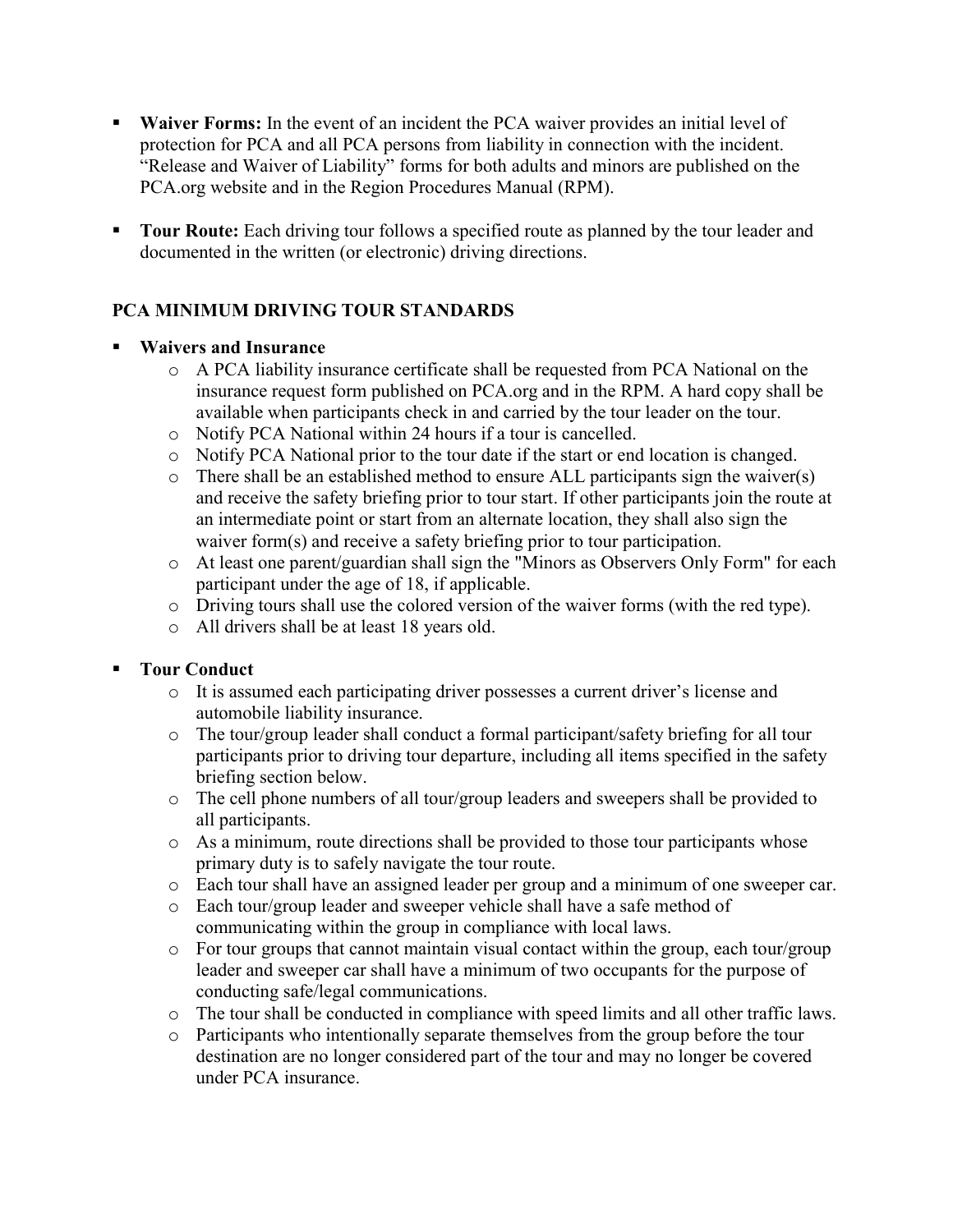- **Waiver Forms:** In the event of an incident the PCA waiver provides an initial level of protection for PCA and all PCA persons from liability in connection with the incident. "Release and Waiver of Liability" forms for both adults and minors are published on the PCA.org website and in the Region Procedures Manual (RPM).

- **Tour Route:** Each driving tour follows a specified route as planned by the tour leader and documented in the written (or electronic) driving directions.

## PCA MINIMUM DRIVING TOUR STANDARDS

- **Waivers and Insurance**
  - A PCA liability insurance certificate shall be requested from PCA National on the insurance request form published on PCA.org and in the RPM. A hard copy shall be available when participants check in and carried by the tour leader on the tour.
  - Notify PCA National within 24 hours if a tour is cancelled.
  - Notify PCA National prior to the tour date if the start or end location is changed.
  - There shall be an established method to ensure ALL participants sign the waiver(s) and receive the safety briefing prior to tour start. If other participants join the route at an intermediate point or start from an alternate location, they shall also sign the waiver form(s) and receive a safety briefing prior to tour participation.
  - At least one parent/guardian shall sign the "Minors as Observers Only Form" for each participant under the age of 18, if applicable.
  - Driving tours shall use the colored version of the waiver forms (with the red type).
  - All drivers shall be at least 18 years old.

- **Tour Conduct**
  - It is assumed each participating driver possesses a current driver's license and automobile liability insurance.
  - The tour/group leader shall conduct a formal participant/safety briefing for all tour participants prior to driving tour departure, including all items specified in the safety briefing section below.
  - The cell phone numbers of all tour/group leaders and sweepers shall be provided to all participants.
  - As a minimum, route directions shall be provided to those tour participants whose primary duty is to safely navigate the tour route.
  - Each tour shall have an assigned leader per group and a minimum of one sweeper car.
  - Each tour/group leader and sweeper vehicle shall have a safe method of communicating within the group in compliance with local laws.
  - For tour groups that cannot maintain visual contact within the group, each tour/group leader and sweeper car shall have a minimum of two occupants for the purpose of conducting safe/legal communications.
  - The tour shall be conducted in compliance with speed limits and all other traffic laws.
  - Participants who intentionally separate themselves from the group before the tour destination are no longer considered part of the tour and may no longer be covered under PCA insurance.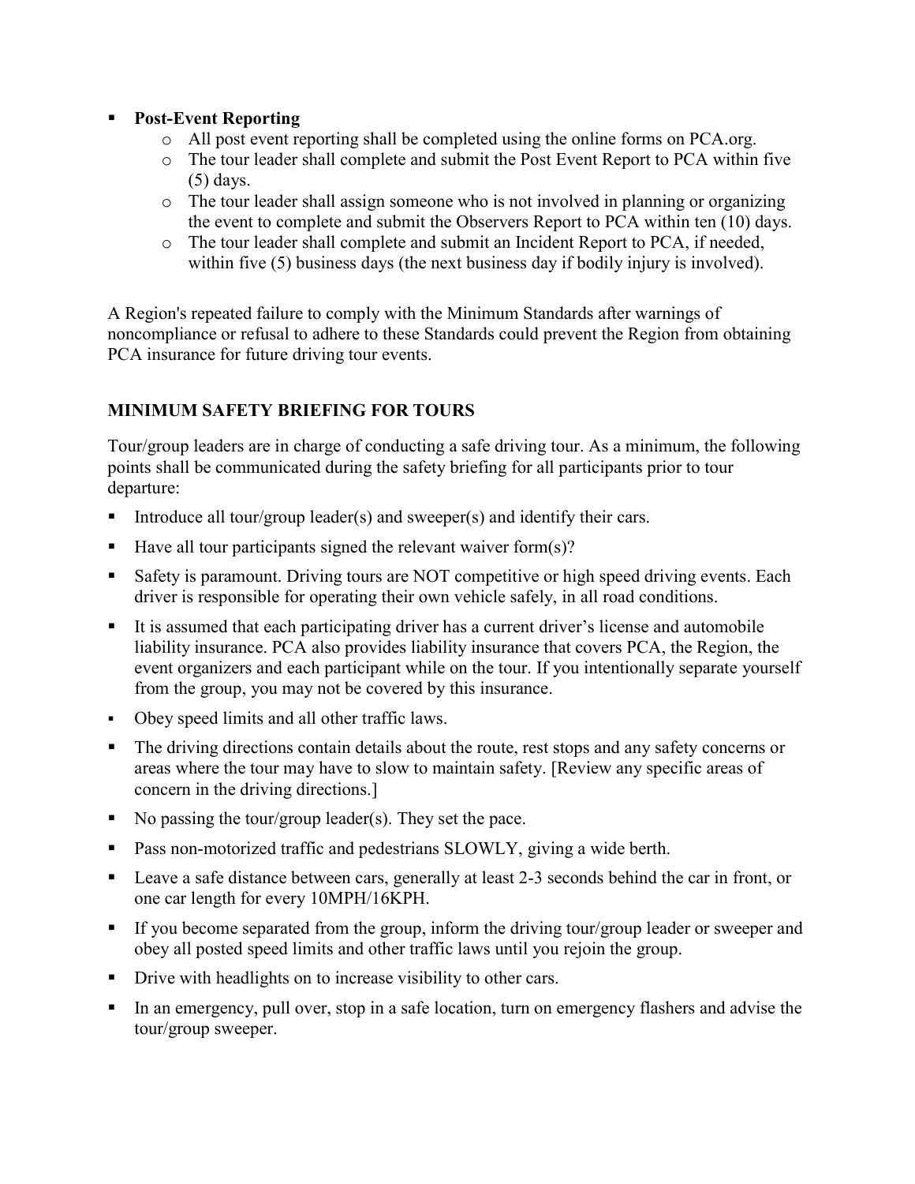- **Post-Event Reporting**
  - All post event reporting shall be completed using the online forms on PCA.org.
  - The tour leader shall complete and submit the Post Event Report to PCA within five (5) days.
  - The tour leader shall assign someone who is not involved in planning or organizing the event to complete and submit the Observers Report to PCA within ten (10) days.
  - The tour leader shall complete and submit an Incident Report to PCA, if needed, within five (5) business days (the next business day if bodily injury is involved).

A Region's repeated failure to comply with the Minimum Standards after warnings of noncompliance or refusal to adhere to these Standards could prevent the Region from obtaining PCA insurance for future driving tour events.

## MINIMUM SAFETY BRIEFING FOR TOURS

Tour/group leaders are in charge of conducting a safe driving tour. As a minimum, the following points shall be communicated during the safety briefing for all participants prior to tour departure:

- Introduce all tour/group leader(s) and sweeper(s) and identify their cars.
- Have all tour participants signed the relevant waiver form(s)?
- Safety is paramount. Driving tours are NOT competitive or high speed driving events. Each driver is responsible for operating their own vehicle safely, in all road conditions.
- It is assumed that each participating driver has a current driver's license and automobile liability insurance. PCA also provides liability insurance that covers PCA, the Region, the event organizers and each participant while on the tour. If you intentionally separate yourself from the group, you may not be covered by this insurance.
- Obey speed limits and all other traffic laws.
- The driving directions contain details about the route, rest stops and any safety concerns or areas where the tour may have to slow to maintain safety. [Review any specific areas of concern in the driving directions.]
- No passing the tour/group leader(s). They set the pace.
- Pass non-motorized traffic and pedestrians SLOWLY, giving a wide berth.
- Leave a safe distance between cars, generally at least 2-3 seconds behind the car in front, or one car length for every 10MPH/16KPH.
- If you become separated from the group, inform the driving tour/group leader or sweeper and obey all posted speed limits and other traffic laws until you rejoin the group.
- Drive with headlights on to increase visibility to other cars.
- In an emergency, pull over, stop in a safe location, turn on emergency flashers and advise the tour/group sweeper.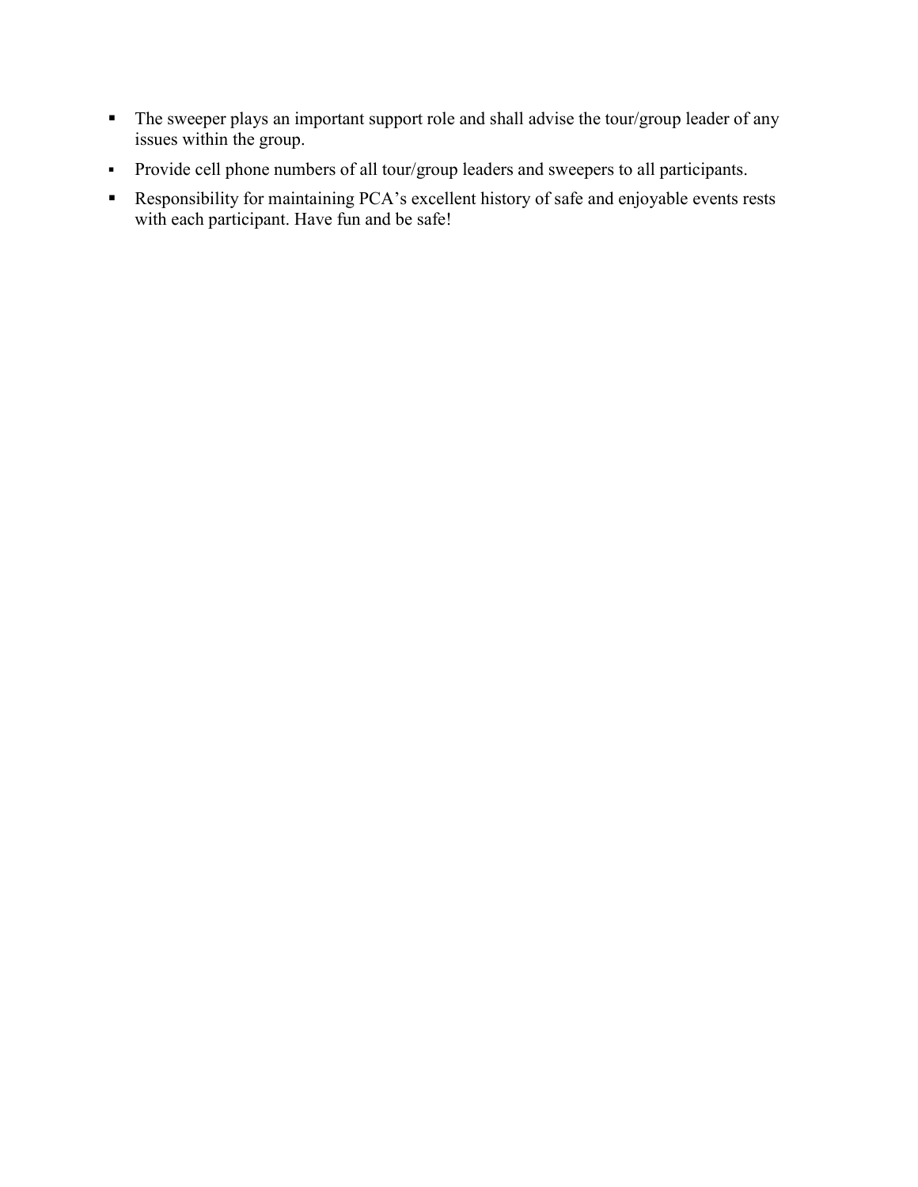- The sweeper plays an important support role and shall advise the tour/group leader of any issues within the group.
- Provide cell phone numbers of all tour/group leaders and sweepers to all participants.
- Responsibility for maintaining PCA's excellent history of safe and enjoyable events rests with each participant. Have fun and be safe!